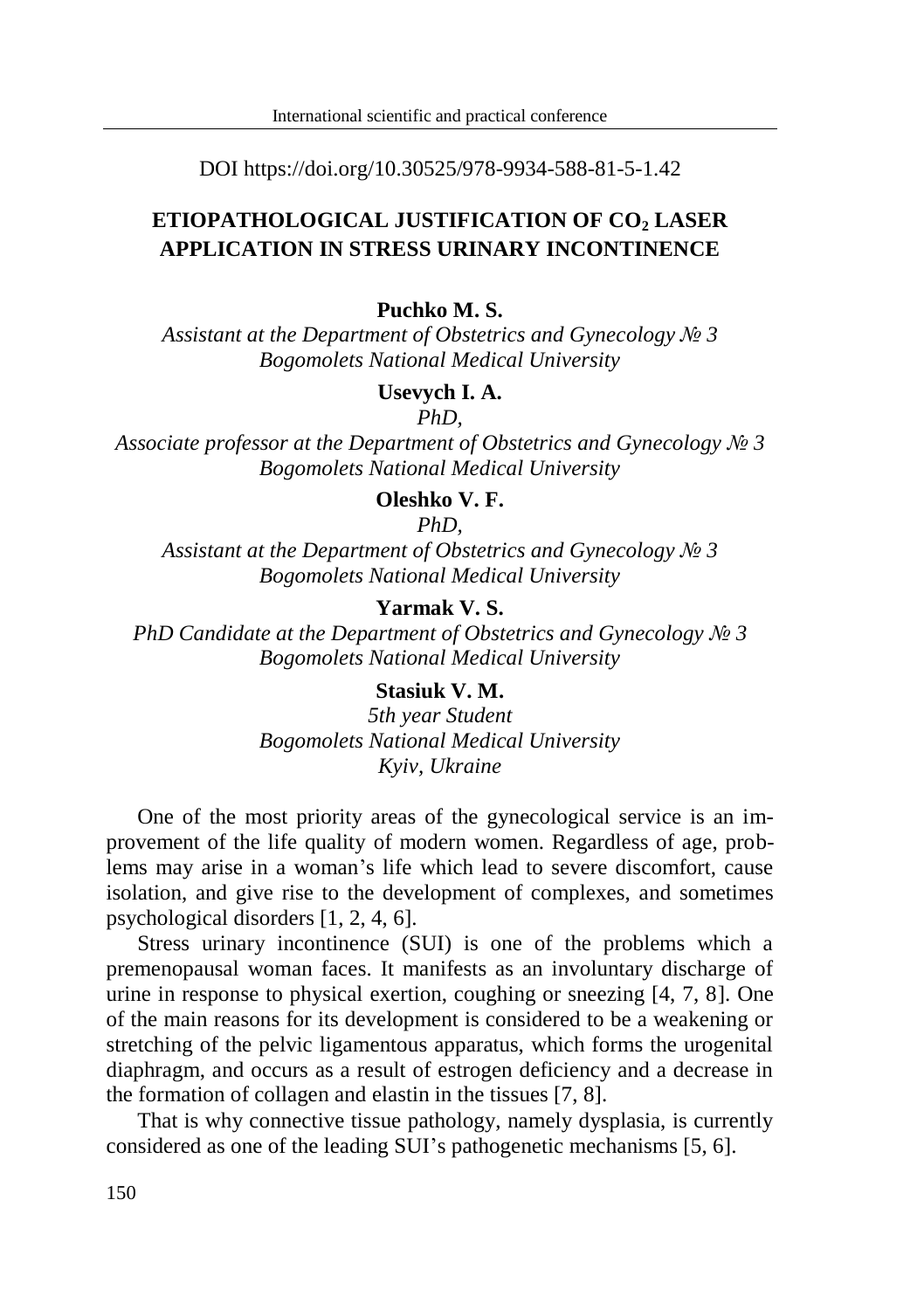DOI https://doi.org/10.30525/978-9934-588-81-5-1.42

# ETIOPATHOLOGICAL JUSTIFICATION OF $CO_2$ LASER APPLICATION IN STRESS URINARY INCONTINENCE

**Puchko M. S.**

*Assistant at the Department of Obstetrics and Gynecology № 3*
*Bogomolets National Medical University*

**Usevych I. A.**

*PhD,*
*Associate professor at the Department of Obstetrics and Gynecology № 3*
*Bogomolets National Medical University*

**Oleshko V. F.**

*PhD,*
*Assistant at the Department of Obstetrics and Gynecology № 3*
*Bogomolets National Medical University*

**Yarmak V. S.**

*PhD Candidate at the Department of Obstetrics and Gynecology № 3*
*Bogomolets National Medical University*

**Stasiuk V. M.**

*5th year Student*
*Bogomolets National Medical University*
*Kyiv, Ukraine*

One of the most priority areas of the gynecological service is an improvement of the life quality of modern women. Regardless of age, problems may arise in a woman's life which lead to severe discomfort, cause isolation, and give rise to the development of complexes, and sometimes psychological disorders [1, 2, 4, 6].

Stress urinary incontinence (SUI) is one of the problems which a premenopausal woman faces. It manifests as an involuntary discharge of urine in response to physical exertion, coughing or sneezing [4, 7, 8]. One of the main reasons for its development is considered to be a weakening or stretching of the pelvic ligamentous apparatus, which forms the urogenital diaphragm, and occurs as a result of estrogen deficiency and a decrease in the formation of collagen and elastin in the tissues [7, 8].

That is why connective tissue pathology, namely dysplasia, is currently considered as one of the leading SUI's pathogenetic mechanisms [5, 6].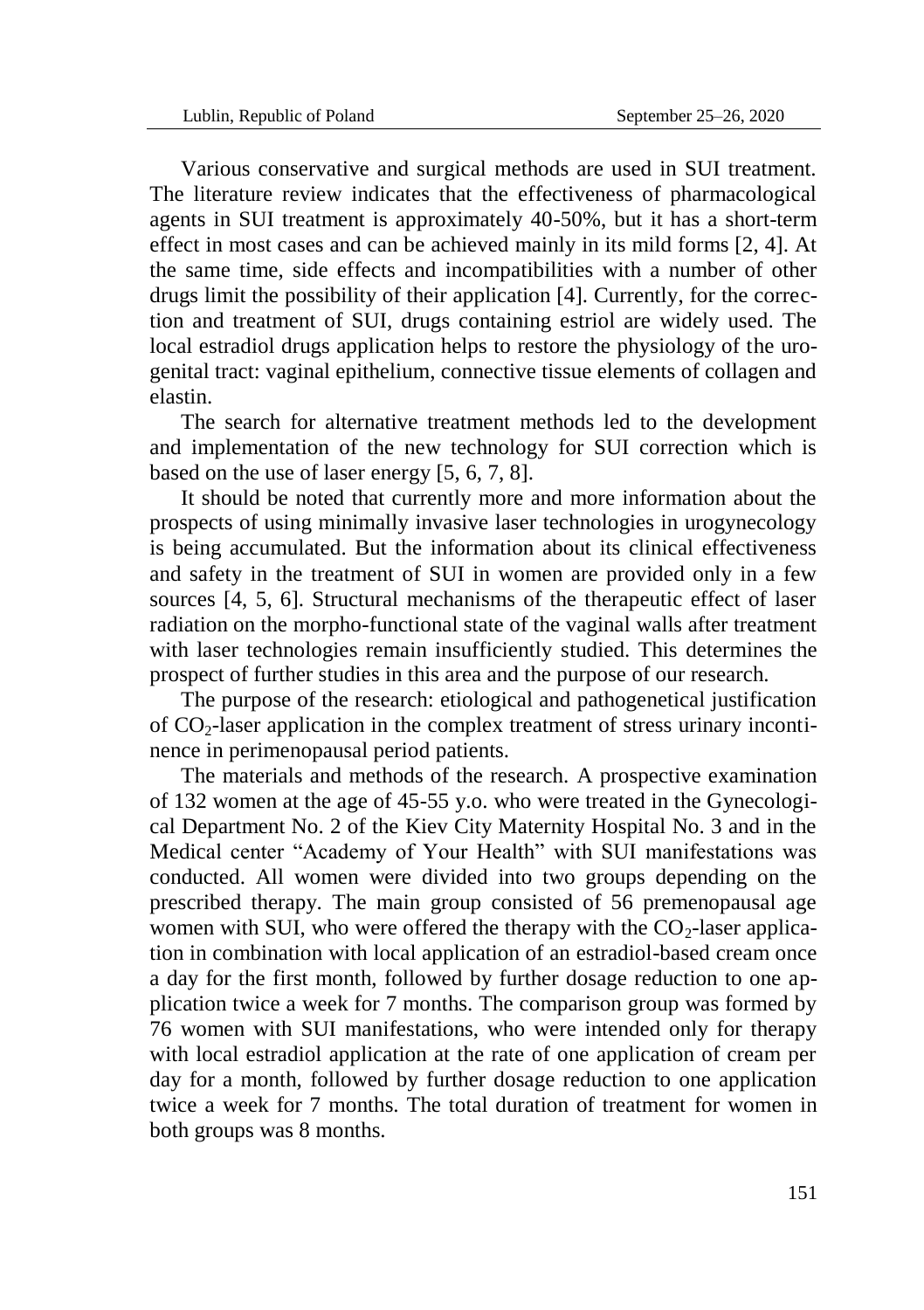Various conservative and surgical methods are used in SUI treatment. The literature review indicates that the effectiveness of pharmacological agents in SUI treatment is approximately 40-50%, but it has a short-term effect in most cases and can be achieved mainly in its mild forms [2, 4]. At the same time, side effects and incompatibilities with a number of other drugs limit the possibility of their application [4]. Currently, for the correction and treatment of SUI, drugs containing estriol are widely used. The local estradiol drugs application helps to restore the physiology of the urogenital tract: vaginal epithelium, connective tissue elements of collagen and elastin.

The search for alternative treatment methods led to the development and implementation of the new technology for SUI correction which is based on the use of laser energy [5, 6, 7, 8].

It should be noted that currently more and more information about the prospects of using minimally invasive laser technologies in urogynecology is being accumulated. But the information about its clinical effectiveness and safety in the treatment of SUI in women are provided only in a few sources [4, 5, 6]. Structural mechanisms of the therapeutic effect of laser radiation on the morpho-functional state of the vaginal walls after treatment with laser technologies remain insufficiently studied. This determines the prospect of further studies in this area and the purpose of our research.

The purpose of the research: etiological and pathogenetical justification of $CO_2$-laser application in the complex treatment of stress urinary incontinence in perimenopausal period patients.

The materials and methods of the research. A prospective examination of 132 women at the age of 45-55 y.o. who were treated in the Gynecological Department No. 2 of the Kiev City Maternity Hospital No. 3 and in the Medical center "Academy of Your Health" with SUI manifestations was conducted. All women were divided into two groups depending on the prescribed therapy. The main group consisted of 56 premenopausal age women with SUI, who were offered the therapy with the $CO_2$-laser application in combination with local application of an estradiol-based cream once a day for the first month, followed by further dosage reduction to one application twice a week for 7 months. The comparison group was formed by 76 women with SUI manifestations, who were intended only for therapy with local estradiol application at the rate of one application of cream per day for a month, followed by further dosage reduction to one application twice a week for 7 months. The total duration of treatment for women in both groups was 8 months.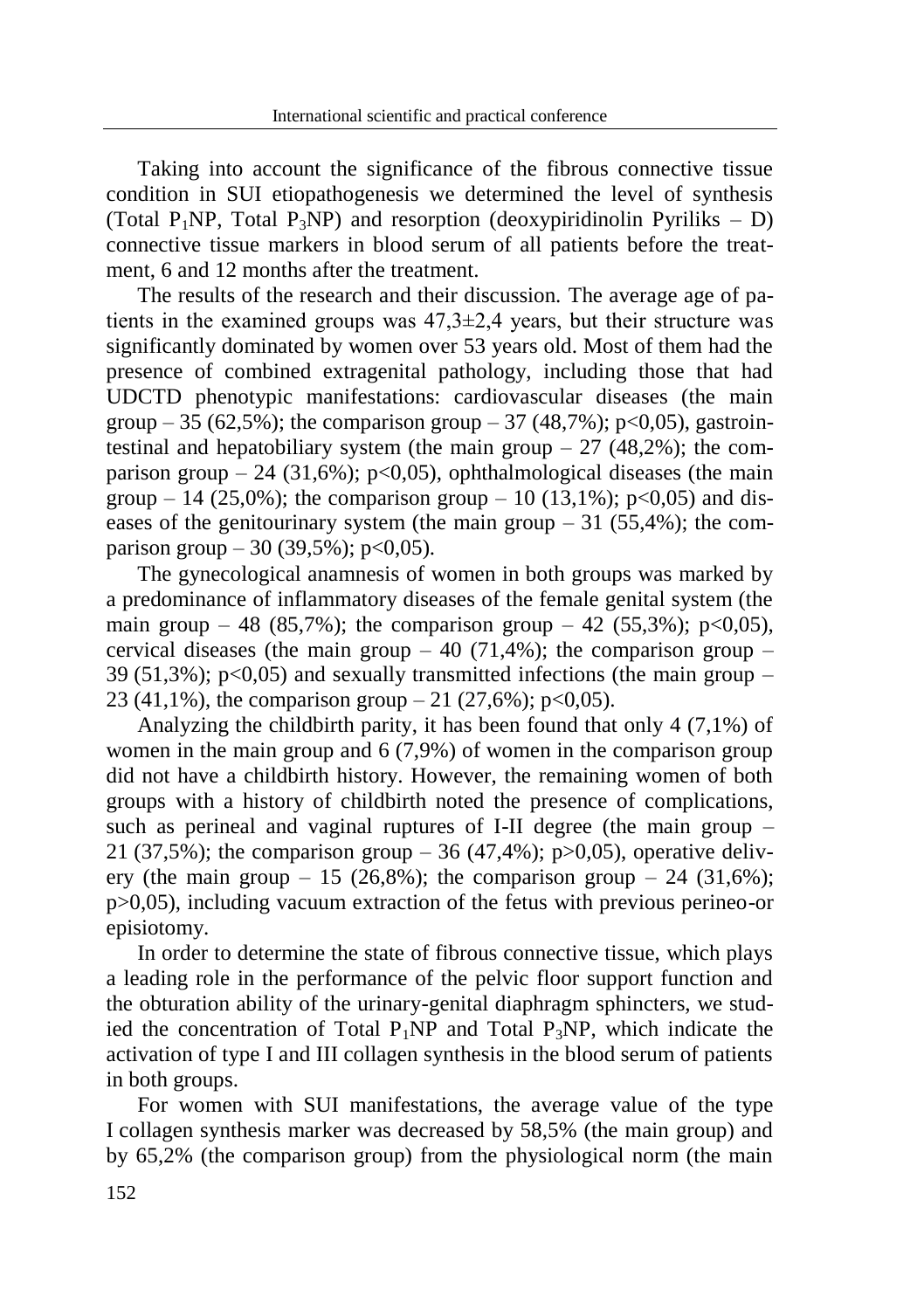Taking into account the significance of the fibrous connective tissue condition in SUI etiopathogenesis we determined the level of synthesis (Total $P_1NP$, Total $P_3NP$) and resorption (deoxypiridinolin Pyriliks – D) connective tissue markers in blood serum of all patients before the treatment, 6 and 12 months after the treatment.

The results of the research and their discussion. The average age of patients in the examined groups was 47,3±2,4 years, but their structure was significantly dominated by women over 53 years old. Most of them had the presence of combined extragenital pathology, including those that had UDCTD phenotypic manifestations: cardiovascular diseases (the main group – 35 (62,5%); the comparison group – 37 (48,7%); $p<0,05$), gastrointestinal and hepatobiliary system (the main group – 27 (48,2%); the comparison group – 24 (31,6%); $p<0,05$), ophthalmological diseases (the main group – 14 (25,0%); the comparison group – 10 (13,1%); $p<0,05$) and diseases of the genitourinary system (the main group – 31 (55,4%); the comparison group – 30 (39,5%); $p<0,05$).

The gynecological anamnesis of women in both groups was marked by a predominance of inflammatory diseases of the female genital system (the main group – 48 (85,7%); the comparison group – 42 (55,3%); $p<0,05$), cervical diseases (the main group – 40 (71,4%); the comparison group – 39 (51,3%); $p<0,05$) and sexually transmitted infections (the main group – 23 (41,1%), the comparison group – 21 (27,6%); $p<0,05$).

Analyzing the childbirth parity, it has been found that only 4 (7,1%) of women in the main group and 6 (7,9%) of women in the comparison group did not have a childbirth history. However, the remaining women of both groups with a history of childbirth noted the presence of complications, such as perineal and vaginal ruptures of I-II degree (the main group – 21 (37,5%); the comparison group – 36 (47,4%); $p>0,05$), operative delivery (the main group – 15 (26,8%); the comparison group – 24 (31,6%); $p>0,05$), including vacuum extraction of the fetus with previous perineo-or episiotomy.

In order to determine the state of fibrous connective tissue, which plays a leading role in the performance of the pelvic floor support function and the obturation ability of the urinary-genital diaphragm sphincters, we studied the concentration of Total $P_1NP$ and Total $P_3NP$, which indicate the activation of type I and III collagen synthesis in the blood serum of patients in both groups.

For women with SUI manifestations, the average value of the type I collagen synthesis marker was decreased by 58,5% (the main group) and by 65,2% (the comparison group) from the physiological norm (the main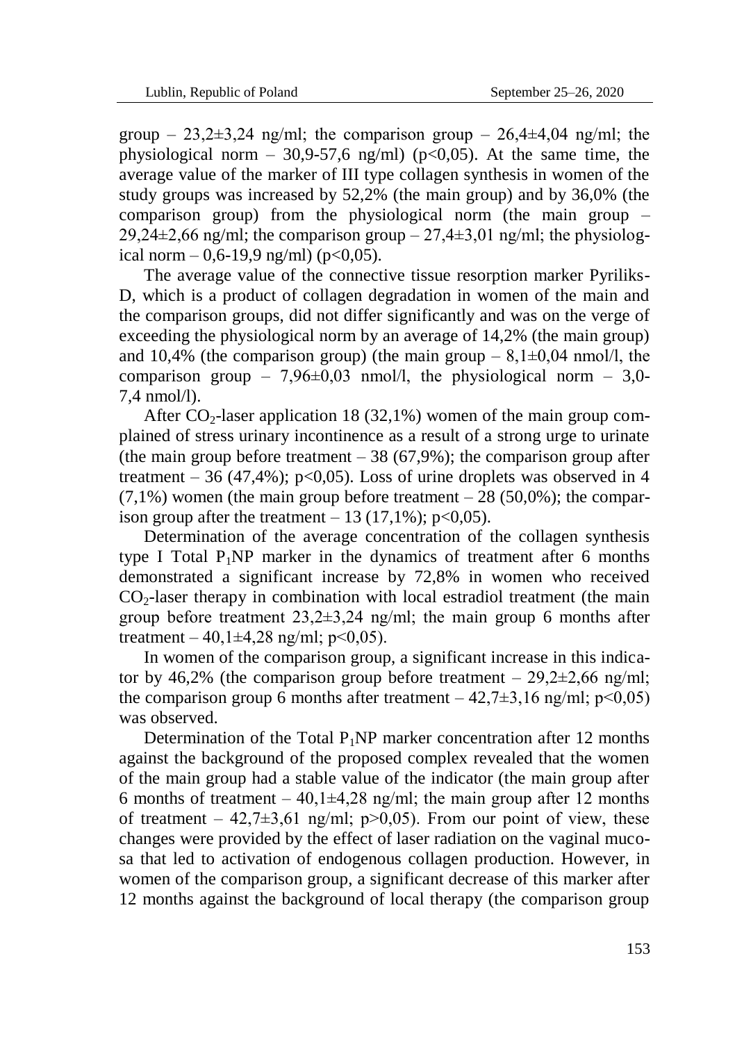group – 23,2±3,24 ng/ml; the comparison group – 26,4±4,04 ng/ml; the physiological norm – 30,9-57,6 ng/ml) ($p<0,05$). At the same time, the average value of the marker of III type collagen synthesis in women of the study groups was increased by 52,2% (the main group) and by 36,0% (the comparison group) from the physiological norm (the main group – 29,24±2,66 ng/ml; the comparison group – 27,4±3,01 ng/ml; the physiological norm – 0,6-19,9 ng/ml) ($p<0,05$).

The average value of the connective tissue resorption marker Pyriliks-D, which is a product of collagen degradation in women of the main and the comparison groups, did not differ significantly and was on the verge of exceeding the physiological norm by an average of 14,2% (the main group) and 10,4% (the comparison group) (the main group – 8,1±0,04 nmol/l, the comparison group – 7,96±0,03 nmol/l, the physiological norm – 3,0-7,4 nmol/l).

After $CO_2$-laser application 18 (32,1%) women of the main group complained of stress urinary incontinence as a result of a strong urge to urinate (the main group before treatment – 38 (67,9%); the comparison group after treatment – 36 (47,4%); $p<0,05$). Loss of urine droplets was observed in 4 (7,1%) women (the main group before treatment – 28 (50,0%); the comparison group after the treatment – 13 (17,1%); $p<0,05$).

Determination of the average concentration of the collagen synthesis type I Total $P_1NP$ marker in the dynamics of treatment after 6 months demonstrated a significant increase by 72,8% in women who received $CO_2$-laser therapy in combination with local estradiol treatment (the main group before treatment 23,2±3,24 ng/ml; the main group 6 months after treatment – 40,1±4,28 ng/ml; $p<0,05$).

In women of the comparison group, a significant increase in this indicator by 46,2% (the comparison group before treatment – 29,2±2,66 ng/ml; the comparison group 6 months after treatment – 42,7±3,16 ng/ml; $p<0,05$) was observed.

Determination of the Total $P_1NP$ marker concentration after 12 months against the background of the proposed complex revealed that the women of the main group had a stable value of the indicator (the main group after 6 months of treatment – 40,1±4,28 ng/ml; the main group after 12 months of treatment – 42,7±3,61 ng/ml; $p>0,05$). From our point of view, these changes were provided by the effect of laser radiation on the vaginal mucosa that led to activation of endogenous collagen production. However, in women of the comparison group, a significant decrease of this marker after 12 months against the background of local therapy (the comparison group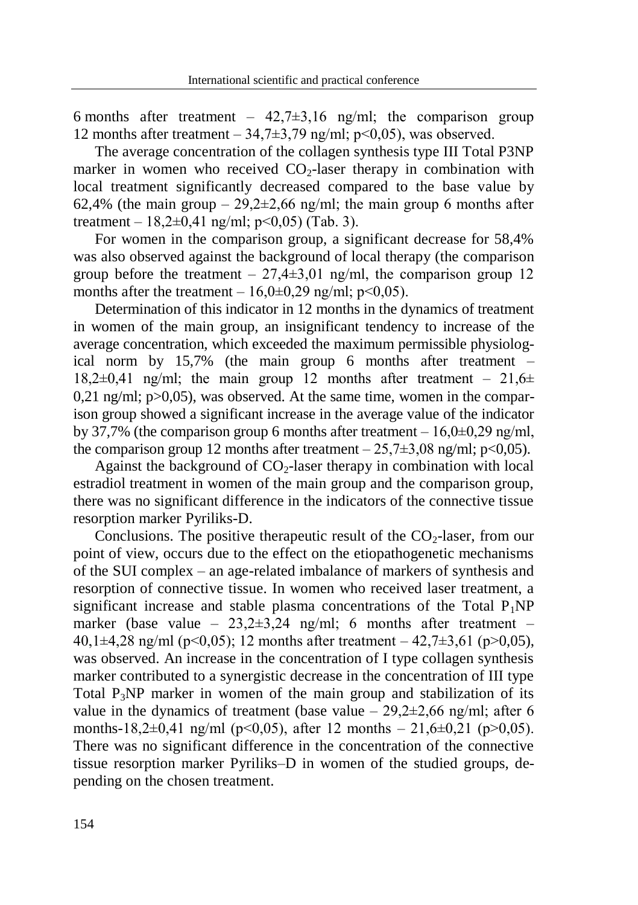6 months after treatment – 42,7±3,16 ng/ml; the comparison group 12 months after treatment – 34,7±3,79 ng/ml; $p<0,05$), was observed.

The average concentration of the collagen synthesis type III Total P3NP marker in women who received $CO_2$-laser therapy in combination with local treatment significantly decreased compared to the base value by 62,4% (the main group – 29,2±2,66 ng/ml; the main group 6 months after treatment – 18,2±0,41 ng/ml; $p<0,05$) (Tab. 3).

For women in the comparison group, a significant decrease for 58,4% was also observed against the background of local therapy (the comparison group before the treatment – 27,4±3,01 ng/ml, the comparison group 12 months after the treatment – 16,0±0,29 ng/ml; $p<0,05$).

Determination of this indicator in 12 months in the dynamics of treatment in women of the main group, an insignificant tendency to increase of the average concentration, which exceeded the maximum permissible physiological norm by 15,7% (the main group 6 months after treatment – 18,2±0,41 ng/ml; the main group 12 months after treatment – 21,6± 0,21 ng/ml; $p>0,05$), was observed. At the same time, women in the comparison group showed a significant increase in the average value of the indicator by 37,7% (the comparison group 6 months after treatment – 16,0±0,29 ng/ml, the comparison group 12 months after treatment – 25,7±3,08 ng/ml; $p<0,05$).

Against the background of $CO_2$-laser therapy in combination with local estradiol treatment in women of the main group and the comparison group, there was no significant difference in the indicators of the connective tissue resorption marker Pyriliks-D.

Conclusions. The positive therapeutic result of the $CO_2$-laser, from our point of view, occurs due to the effect on the etiopathogenetic mechanisms of the SUI complex – an age-related imbalance of markers of synthesis and resorption of connective tissue. In women who received laser treatment, a significant increase and stable plasma concentrations of the Total $P_1NP$ marker (base value – 23,2±3,24 ng/ml; 6 months after treatment – 40,1±4,28 ng/ml ($p<0,05$); 12 months after treatment – 42,7±3,61 ($p>0,05$), was observed. An increase in the concentration of I type collagen synthesis marker contributed to a synergistic decrease in the concentration of III type Total $P_3NP$ marker in women of the main group and stabilization of its value in the dynamics of treatment (base value – 29,2±2,66 ng/ml; after 6 months-18,2±0,41 ng/ml ($p<0,05$), after 12 months – 21,6±0,21 ($p>0,05$). There was no significant difference in the concentration of the connective tissue resorption marker Pyriliks–D in women of the studied groups, depending on the chosen treatment.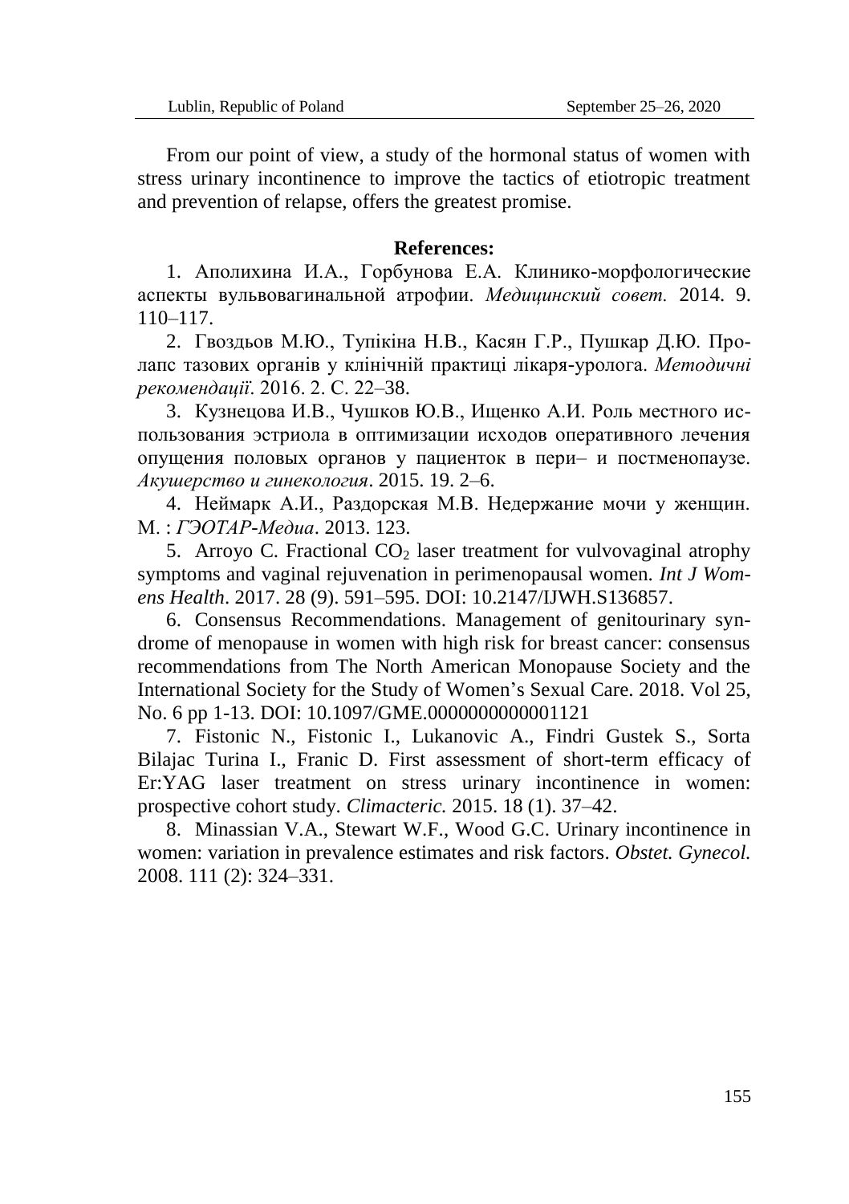From our point of view, a study of the hormonal status of women with stress urinary incontinence to improve the tactics of etiotropic treatment and prevention of relapse, offers the greatest promise.

**References:**

1. Аполихина И.А., Горбунова Е.А. Клинико-морфологические аспекты вульвовагинальной атрофии. *Медицинский совет*. 2014. 9. 110–117.

2. Гвоздьов М.Ю., Тупікіна Н.В., Касян Г.Р., Пушкар Д.Ю. Пролапс тазових органів у клінічній практиці лікаря-уролога. *Методичні рекомендації*. 2016. 2. С. 22–38.

3. Кузнецова И.В., Чушков Ю.В., Ищенко А.И. Роль местного использования эстриола в оптимизации исходов оперативного лечения опущения половых органов у пациенток в пери– и постменопаузе. *Акушерство и гинекология*. 2015. 19. 2–6.

4. Неймарк А.И., Раздорская М.В. Недержание мочи у женщин. М. : *ГЭОТАР-Медиа*. 2013. 123.

5. Arroyo C. Fractional $CO_2$ laser treatment for vulvovaginal atrophy symptoms and vaginal rejuvenation in perimenopausal women. *Int J Womens Health*. 2017. 28 (9). 591–595. DOI: 10.2147/IJWH.S136857.

6. Consensus Recommendations. Management of genitourinary syndrome of menopause in women with high risk for breast cancer: consensus recommendations from The North American Monopause Society and the International Society for the Study of Women's Sexual Care. 2018. Vol 25, No. 6 pp 1-13. DOI: 10.1097/GME.0000000000001121

7. Fistonic N., Fistonic I., Lukanovic A., Findri Gustek S., Sorta Bilajac Turina I., Franic D. First assessment of short-term efficacy of Er:YAG laser treatment on stress urinary incontinence in women: prospective cohort study. *Climacteric.* 2015. 18 (1). 37–42.

8. Minassian V.A., Stewart W.F., Wood G.C. Urinary incontinence in women: variation in prevalence estimates and risk factors. *Obstet. Gynecol.* 2008. 111 (2): 324–331.